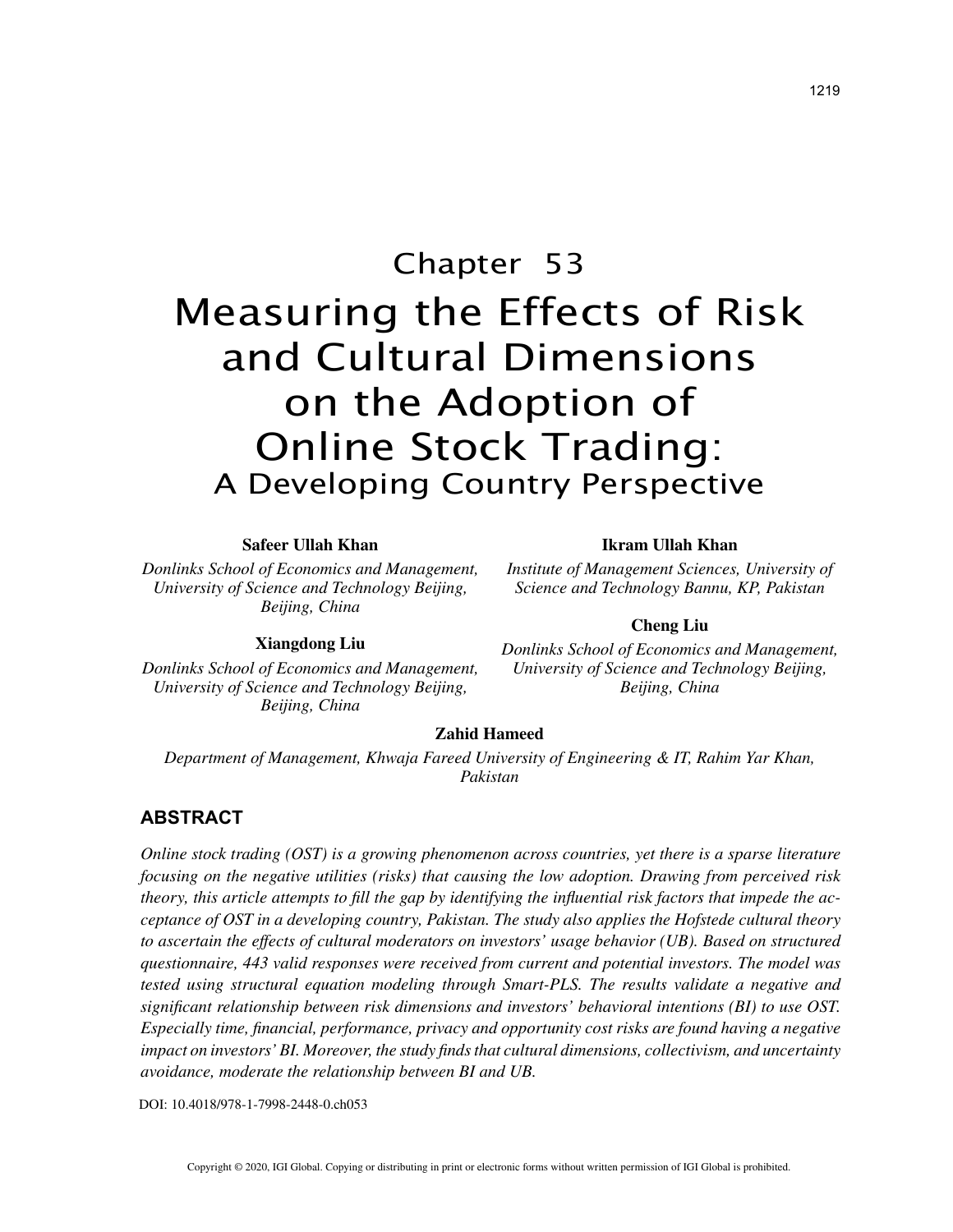# Chapter 53

# Measuring the Effects of Risk and Cultural Dimensions on the Adoption of Online Stock Trading:

## A Developing Country Perspective

**Safeer Ullah Khan**
*Donlinks School of Economics and Management, University of Science and Technology Beijing, Beijing, China*

**Xiangdong Liu**
*Donlinks School of Economics and Management, University of Science and Technology Beijing, Beijing, China*

**Ikram Ullah Khan**
*Institute of Management Sciences, University of Science and Technology Bannu, KP, Pakistan*

**Cheng Liu**
*Donlinks School of Economics and Management, University of Science and Technology Beijing, Beijing, China*

**Zahid Hameed**
*Department of Management, Khwaja Fareed University of Engineering & IT, Rahim Yar Khan, Pakistan*

## ABSTRACT

*Online stock trading (OST) is a growing phenomenon across countries, yet there is a sparse literature focusing on the negative utilities (risks) that causing the low adoption. Drawing from perceived risk theory, this article attempts to fill the gap by identifying the influential risk factors that impede the acceptance of OST in a developing country, Pakistan. The study also applies the Hofstede cultural theory to ascertain the effects of cultural moderators on investors' usage behavior (UB). Based on structured questionnaire, 443 valid responses were received from current and potential investors. The model was tested using structural equation modeling through Smart-PLS. The results validate a negative and significant relationship between risk dimensions and investors' behavioral intentions (BI) to use OST. Especially time, financial, performance, privacy and opportunity cost risks are found having a negative impact on investors' BI. Moreover, the study finds that cultural dimensions, collectivism, and uncertainty avoidance, moderate the relationship between BI and UB.*

DOI: 10.4018/978-1-7998-2448-0.ch053

Copyright © 2020, IGI Global. Copying or distributing in print or electronic forms without written permission of IGI Global is prohibited.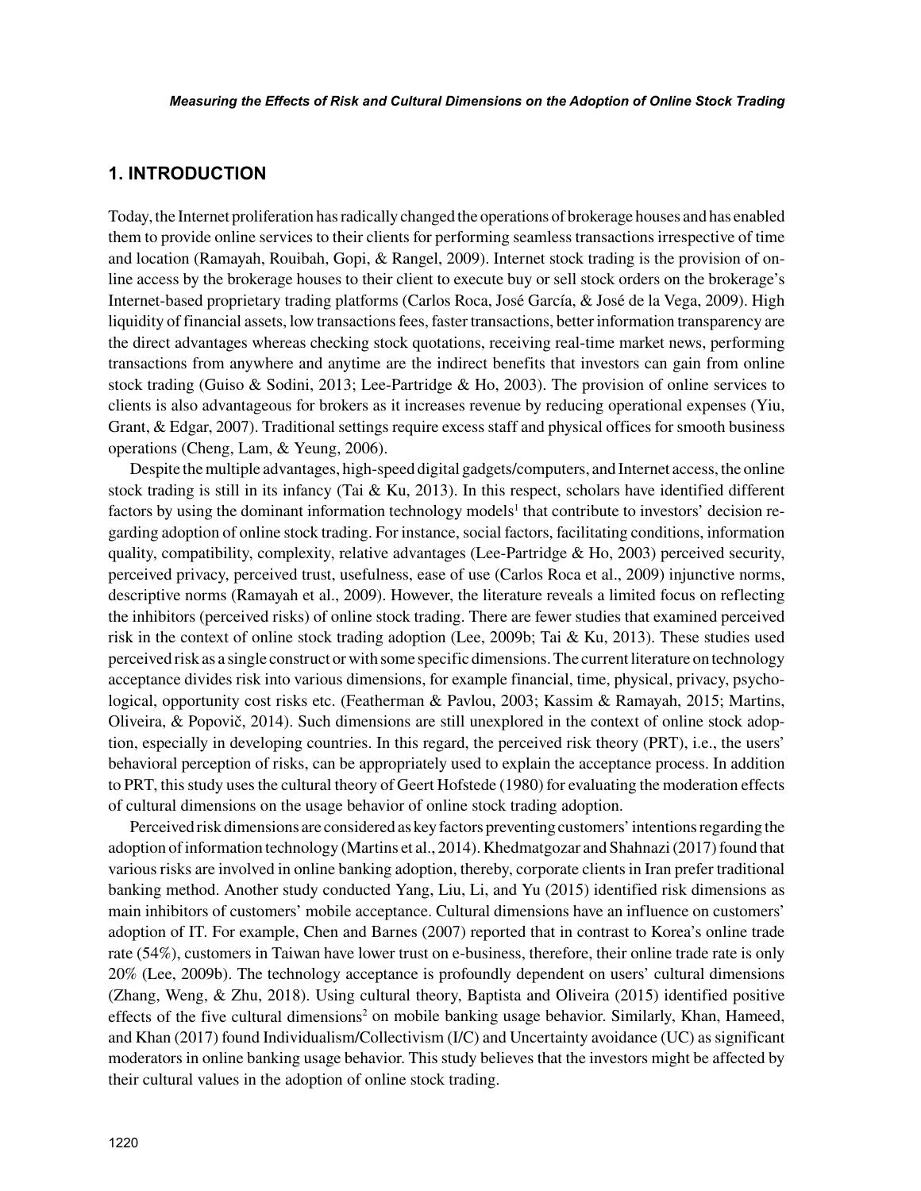## 1. INTRODUCTION

Today, the Internet proliferation has radically changed the operations of brokerage houses and has enabled them to provide online services to their clients for performing seamless transactions irrespective of time and location (Ramayah, Rouibah, Gopi, & Rangel, 2009). Internet stock trading is the provision of online access by the brokerage houses to their client to execute buy or sell stock orders on the brokerage's Internet-based proprietary trading platforms (Carlos Roca, José García, & José de la Vega, 2009). High liquidity of financial assets, low transactions fees, faster transactions, better information transparency are the direct advantages whereas checking stock quotations, receiving real-time market news, performing transactions from anywhere and anytime are the indirect benefits that investors can gain from online stock trading (Guiso & Sodini, 2013; Lee-Partridge & Ho, 2003). The provision of online services to clients is also advantageous for brokers as it increases revenue by reducing operational expenses (Yiu, Grant, & Edgar, 2007). Traditional settings require excess staff and physical offices for smooth business operations (Cheng, Lam, & Yeung, 2006).

Despite the multiple advantages, high-speed digital gadgets/computers, and Internet access, the online stock trading is still in its infancy (Tai & Ku, 2013). In this respect, scholars have identified different factors by using the dominant information technology models[1] that contribute to investors' decision regarding adoption of online stock trading. For instance, social factors, facilitating conditions, information quality, compatibility, complexity, relative advantages (Lee-Partridge & Ho, 2003) perceived security, perceived privacy, perceived trust, usefulness, ease of use (Carlos Roca et al., 2009) injunctive norms, descriptive norms (Ramayah et al., 2009). However, the literature reveals a limited focus on reflecting the inhibitors (perceived risks) of online stock trading. There are fewer studies that examined perceived risk in the context of online stock trading adoption (Lee, 2009b; Tai & Ku, 2013). These studies used perceived risk as a single construct or with some specific dimensions. The current literature on technology acceptance divides risk into various dimensions, for example financial, time, physical, privacy, psychological, opportunity cost risks etc. (Featherman & Pavlou, 2003; Kassim & Ramayah, 2015; Martins, Oliveira, & Popovič, 2014). Such dimensions are still unexplored in the context of online stock adoption, especially in developing countries. In this regard, the perceived risk theory (PRT), i.e., the users' behavioral perception of risks, can be appropriately used to explain the acceptance process. In addition to PRT, this study uses the cultural theory of Geert Hofstede (1980) for evaluating the moderation effects of cultural dimensions on the usage behavior of online stock trading adoption.

Perceived risk dimensions are considered as key factors preventing customers' intentions regarding the adoption of information technology (Martins et al., 2014). Khedmatgozar and Shahnazi (2017) found that various risks are involved in online banking adoption, thereby, corporate clients in Iran prefer traditional banking method. Another study conducted Yang, Liu, Li, and Yu (2015) identified risk dimensions as main inhibitors of customers' mobile acceptance. Cultural dimensions have an influence on customers' adoption of IT. For example, Chen and Barnes (2007) reported that in contrast to Korea's online trade rate (54%), customers in Taiwan have lower trust on e-business, therefore, their online trade rate is only 20% (Lee, 2009b). The technology acceptance is profoundly dependent on users' cultural dimensions (Zhang, Weng, & Zhu, 2018). Using cultural theory, Baptista and Oliveira (2015) identified positive effects of the five cultural dimensions[2] on mobile banking usage behavior. Similarly, Khan, Hameed, and Khan (2017) found Individualism/Collectivism (I/C) and Uncertainty avoidance (UC) as significant moderators in online banking usage behavior. This study believes that the investors might be affected by their cultural values in the adoption of online stock trading.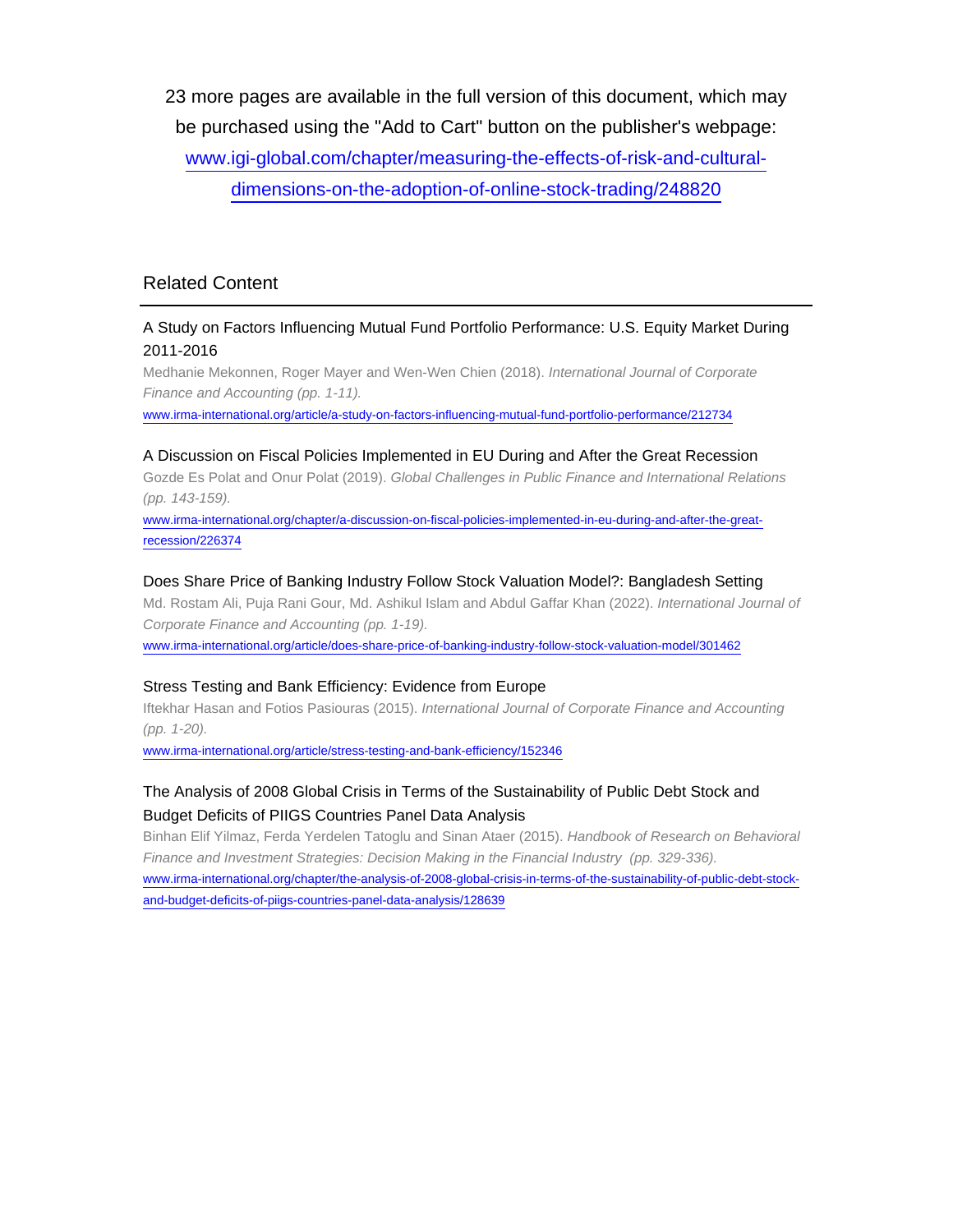23 more pages are available in the full version of this document, which may be purchased using the "Add to Cart" button on the publisher's webpage: [www.igi-global.com/chapter/measuring-the-effects-of-risk-and-cultural-dimensions-on-the-adoption-of-online-stock-trading/248820](www.igi-global.com/chapter/measuring-the-effects-of-risk-and-cultural-dimensions-on-the-adoption-of-online-stock-trading/248820)

## Related Content

A Study on Factors Influencing Mutual Fund Portfolio Performance: U.S. Equity Market During 2011-2016
Medhanie Mekonnen, Roger Mayer and Wen-Wen Chien (2018). *International Journal of Corporate Finance and Accounting (pp. 1-11).*
[www.irma-international.org/article/a-study-on-factors-influencing-mutual-fund-portfolio-performance/212734](www.irma-international.org/article/a-study-on-factors-influencing-mutual-fund-portfolio-performance/212734)

A Discussion on Fiscal Policies Implemented in EU During and After the Great Recession
Gozde Es Polat and Onur Polat (2019). *Global Challenges in Public Finance and International Relations (pp. 143-159).*
[www.irma-international.org/chapter/a-discussion-on-fiscal-policies-implemented-in-eu-during-and-after-the-great-recession/226374](www.irma-international.org/chapter/a-discussion-on-fiscal-policies-implemented-in-eu-during-and-after-the-great-recession/226374)

Does Share Price of Banking Industry Follow Stock Valuation Model?: Bangladesh Setting
Md. Rostam Ali, Puja Rani Gour, Md. Ashikul Islam and Abdul Gaffar Khan (2022). *International Journal of Corporate Finance and Accounting (pp. 1-19).*
[www.irma-international.org/article/does-share-price-of-banking-industry-follow-stock-valuation-model/301462](www.irma-international.org/article/does-share-price-of-banking-industry-follow-stock-valuation-model/301462)

Stress Testing and Bank Efficiency: Evidence from Europe
Iftekhar Hasan and Fotios Pasiouras (2015). *International Journal of Corporate Finance and Accounting (pp. 1-20).*
[www.irma-international.org/article/stress-testing-and-bank-efficiency/152346](www.irma-international.org/article/stress-testing-and-bank-efficiency/152346)

The Analysis of 2008 Global Crisis in Terms of the Sustainability of Public Debt Stock and Budget Deficits of PIIGS Countries Panel Data Analysis
Binhan Elif Yilmaz, Ferda Yerdelen Tatoglu and Sinan Ataer (2015). *Handbook of Research on Behavioral Finance and Investment Strategies: Decision Making in the Financial Industry (pp. 329-336).*
[www.irma-international.org/chapter/the-analysis-of-2008-global-crisis-in-terms-of-the-sustainability-of-public-debt-stock-and-budget-deficits-of-piigs-countries-panel-data-analysis/128639](www.irma-international.org/chapter/the-analysis-of-2008-global-crisis-in-terms-of-the-sustainability-of-public-debt-stock-and-budget-deficits-of-piigs-countries-panel-data-analysis/128639)